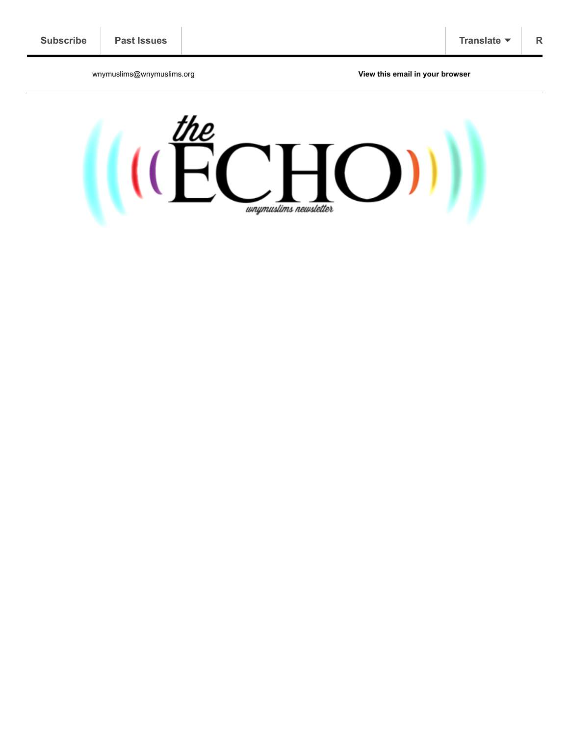Subscribe | Past Issues | Translate ▼ | R

wnymuslims@wnymuslims.org

**View this email in your browser**

# the ECHO

*wnymuslims newsletter*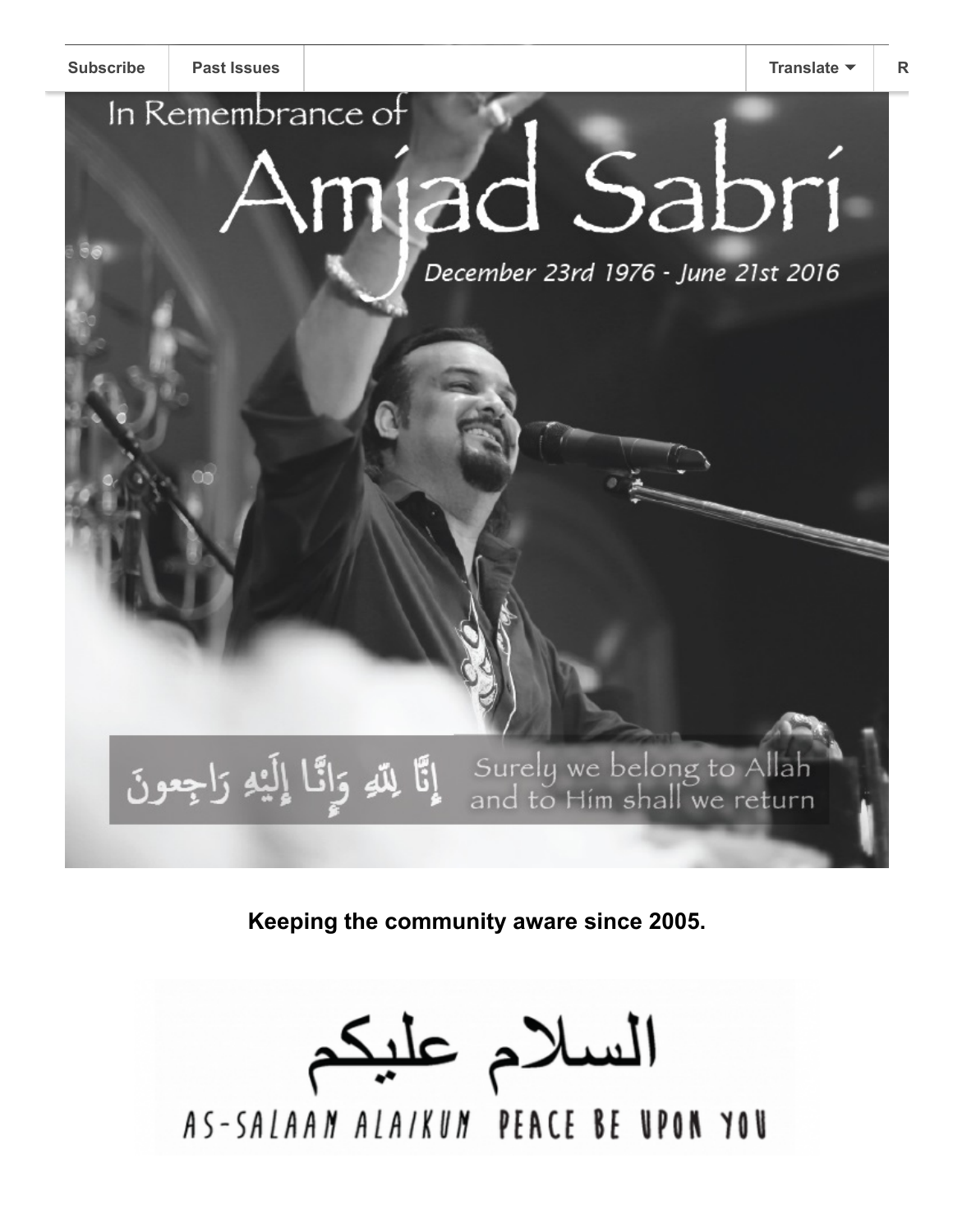Subscribe | Past Issues | Translate ▼ | R

In Remembrance of

# Amjad Sabri

*December 23rd 1976 - June 21st 2016*

إِنَّا لِلَّهِ وَإِنَّا إِلَيْهِ رَاجِعونَ

Surely we belong to Allah and to Him shall we return

**Keeping the community aware since 2005.**

السلام عليكم

AS-SALAAM ALAIKUM PEACE BE UPON YOU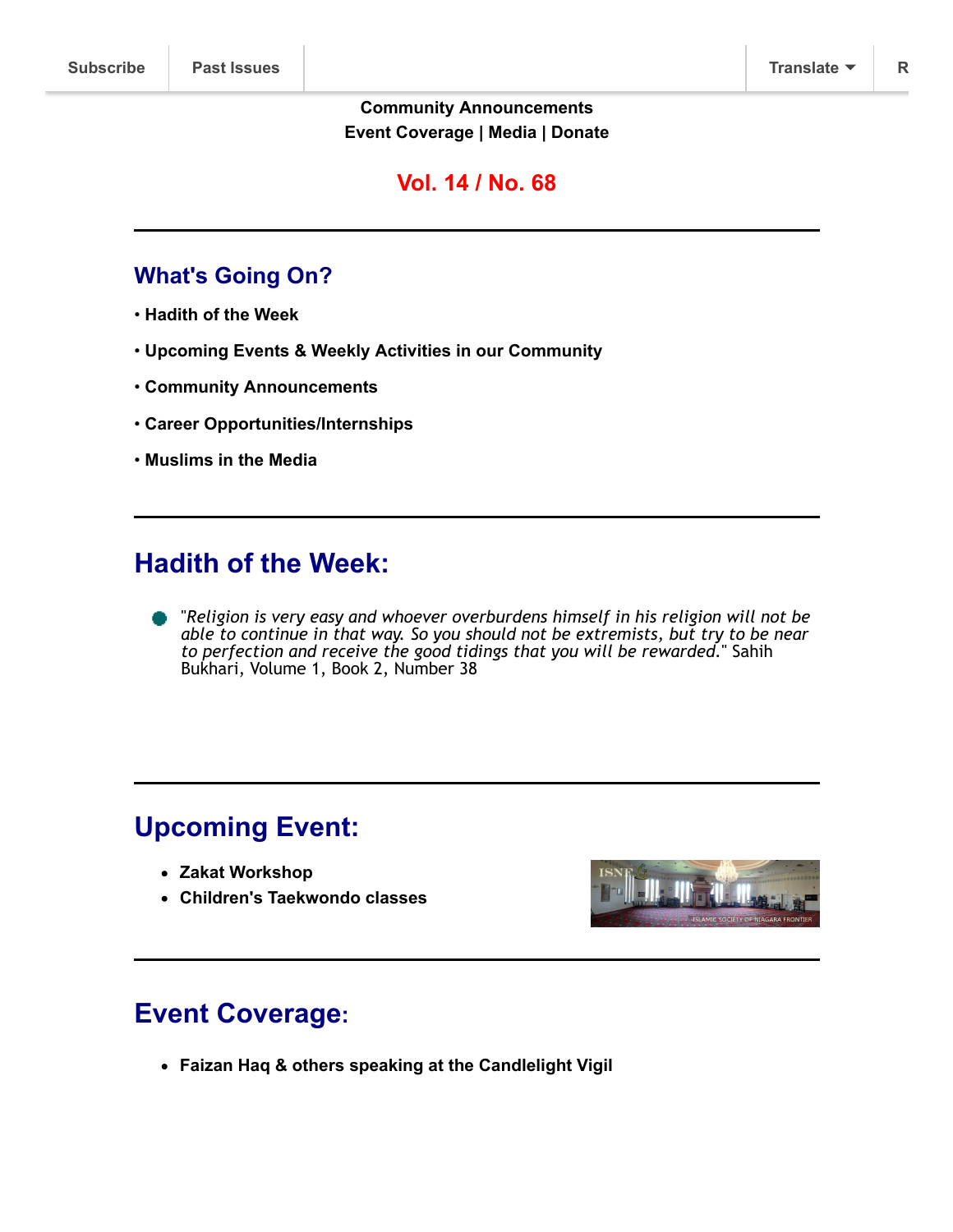Subscribe | Past Issues | Translate | R

**Community Announcements**
**Event Coverage | Media | Donate**

**Vol. 14 / No. 68**

---

## What's Going On?

• **Hadith of the Week**

• **Upcoming Events & Weekly Activities in our Community**

• **Community Announcements**

• **Career Opportunities/Internships**

• **Muslims in the Media**

---

## Hadith of the Week:

- "*Religion is very easy and whoever overburdens himself in his religion will not be able to continue in that way. So you should not be extremists, but try to be near to perfection and receive the good tidings that you will be rewarded.*" Sahih Bukhari, Volume 1, Book 2, Number 38

---

## Upcoming Event:

- **Zakat Workshop**
- **Children's Taekwondo classes**

---

## Event Coverage:

- **Faizan Haq & others speaking at the Candlelight Vigil**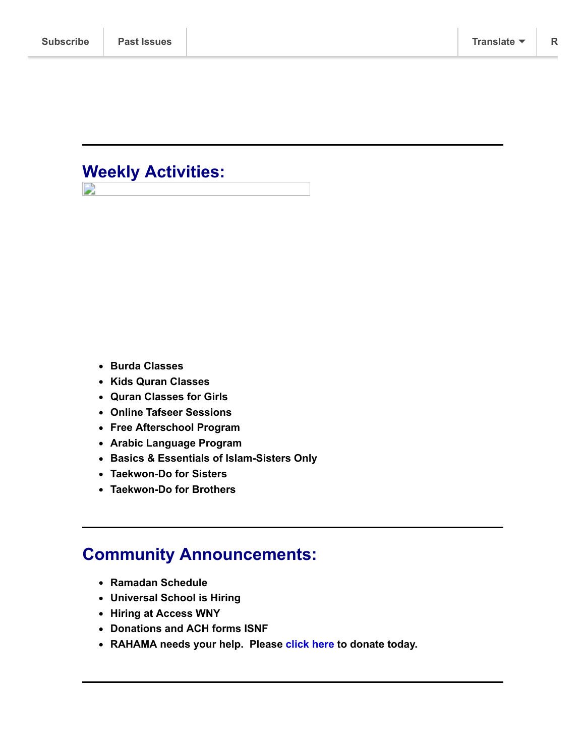Subscribe | Past Issues | Translate ▼ | R

---

## Weekly Activities:

- **Burda Classes**
- **Kids Quran Classes**
- **Quran Classes for Girls**
- **Online Tafseer Sessions**
- **Free Afterschool Program**
- **Arabic Language Program**
- **Basics & Essentials of Islam-Sisters Only**
- **Taekwon-Do for Sisters**
- **Taekwon-Do for Brothers**

---

## Community Announcements:

- **Ramadan Schedule**
- **Universal School is Hiring**
- **Hiring at Access WNY**
- **Donations and ACH forms ISNF**
- **RAHAMA needs your help. Please click here to donate today.**

---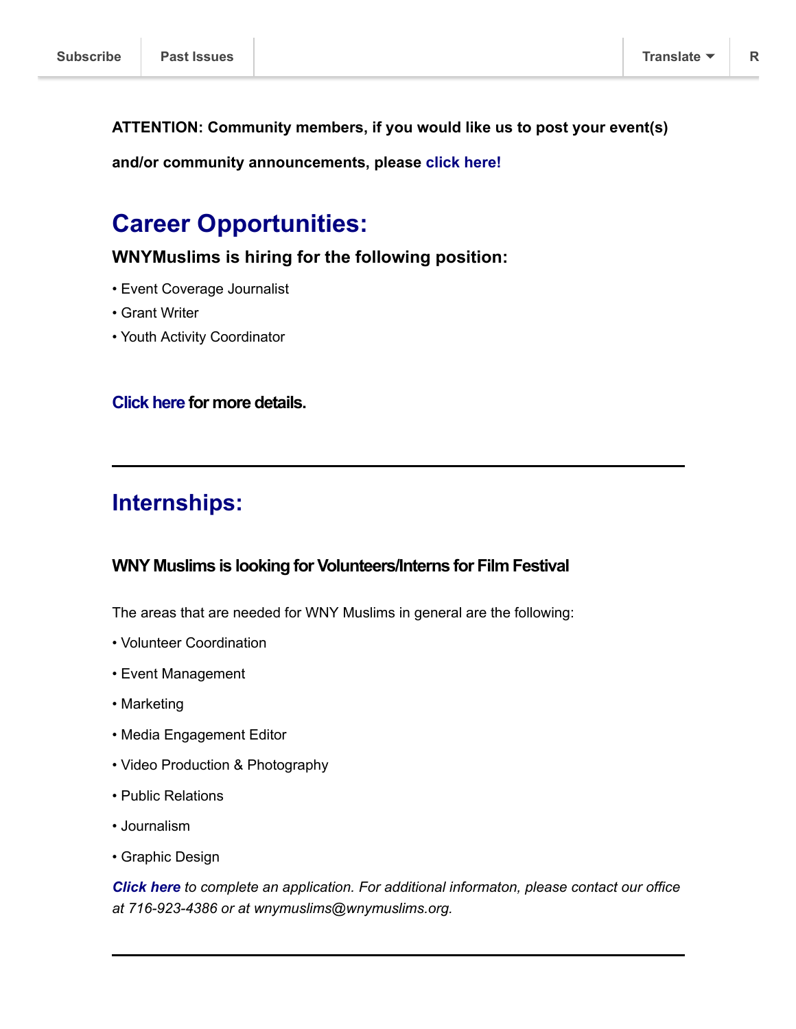**ATTENTION: Community members, if you would like us to post your event(s) and/or community announcements, please click here!**

## Career Opportunities:

### WNYMuslims is hiring for the following position:

- Event Coverage Journalist
- Grant Writer
- Youth Activity Coordinator

**Click here for more details.**

---

## Internships:

### WNY Muslims is looking for Volunteers/Interns for Film Festival

The areas that are needed for WNY Muslims in general are the following:

- Volunteer Coordination
- Event Management
- Marketing
- Media Engagement Editor
- Video Production & Photography
- Public Relations
- Journalism
- Graphic Design

***Click here*** *to complete an application. For additional informaton, please contact our office at 716-923-4386 or at wnymuslims@wnymuslims.org.*

---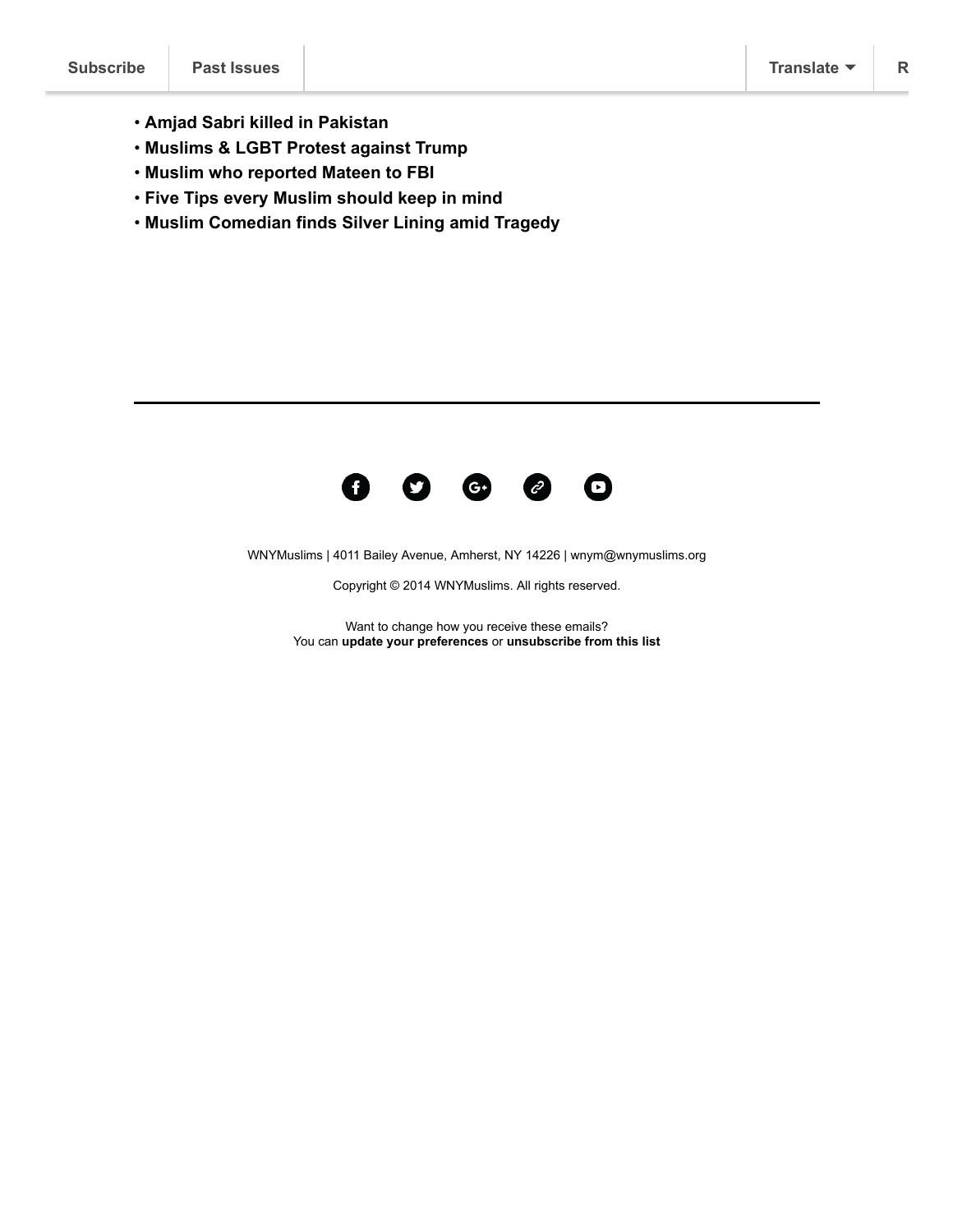- **Amjad Sabri killed in Pakistan**
- **Muslims & LGBT Protest against Trump**
- **Muslim who reported Mateen to FBI**
- **Five Tips every Muslim should keep in mind**
- **Muslim Comedian finds Silver Lining amid Tragedy**

---

WNYMuslims | 4011 Bailey Avenue, Amherst, NY 14226 | wnym@wnymuslims.org

Copyright © 2014 WNYMuslims. All rights reserved.

Want to change how you receive these emails?
You can **update your preferences** or **unsubscribe from this list**